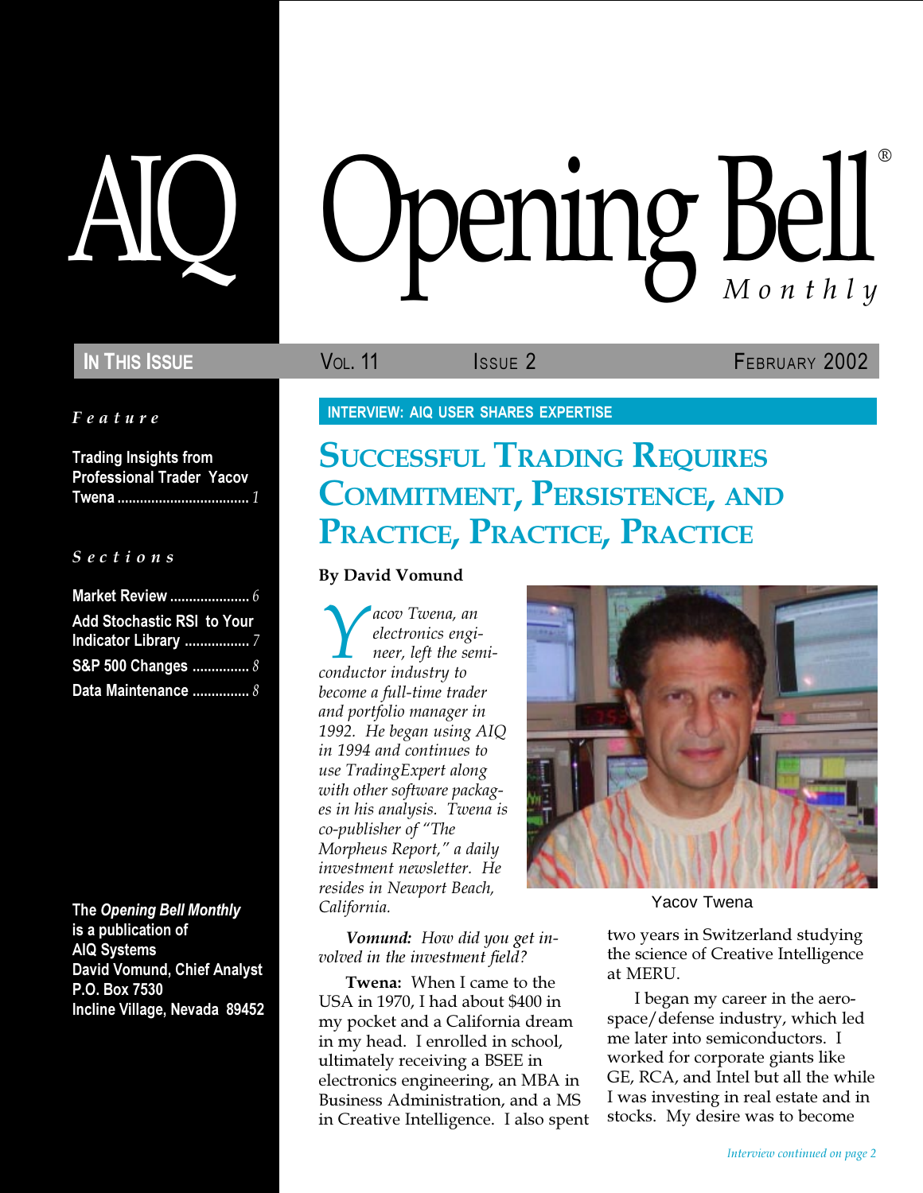# AIQ Opening Bell Monthly

**In This Issue** | Vol. 11 | Issue 2 | February 2002

*Feature*

Trading Insights from Professional Trader Yacov Twena .................................. 1

*Sections*

Market Review ..................... 6
Add Stochastic RSI to Your Indicator Library ................. 7
S&P 500 Changes ............... 8
Data Maintenance ............... 8

The *Opening Bell Monthly* is a publication of AIQ Systems
David Vomund, Chief Analyst
P.O. Box 7530
Incline Village, Nevada 89452

INTERVIEW: AIQ USER SHARES EXPERTISE

## Successful Trading Requires Commitment, Persistence, and Practice, Practice, Practice

**By David Vomund**

*Yacov Twena, an electronics engineer, left the semiconductor industry to become a full-time trader and portfolio manager in 1992. He began using AIQ in 1994 and continues to use TradingExpert along with other software packages in his analysis. Twena is co-publisher of "The Morpheus Report," a daily investment newsletter. He resides in Newport Beach, California.*

Yacov Twena

***Vomund:*** *How did you get involved in the investment field?*

**Twena:** When I came to the USA in 1970, I had about $400 in my pocket and a California dream in my head. I enrolled in school, ultimately receiving a BSEE in electronics engineering, an MBA in Business Administration, and a MS in Creative Intelligence. I also spent two years in Switzerland studying the science of Creative Intelligence at MERU.

I began my career in the aerospace/defense industry, which led me later into semiconductors. I worked for corporate giants like GE, RCA, and Intel but all the while I was investing in real estate and in stocks. My desire was to become

*Interview continued on page 2*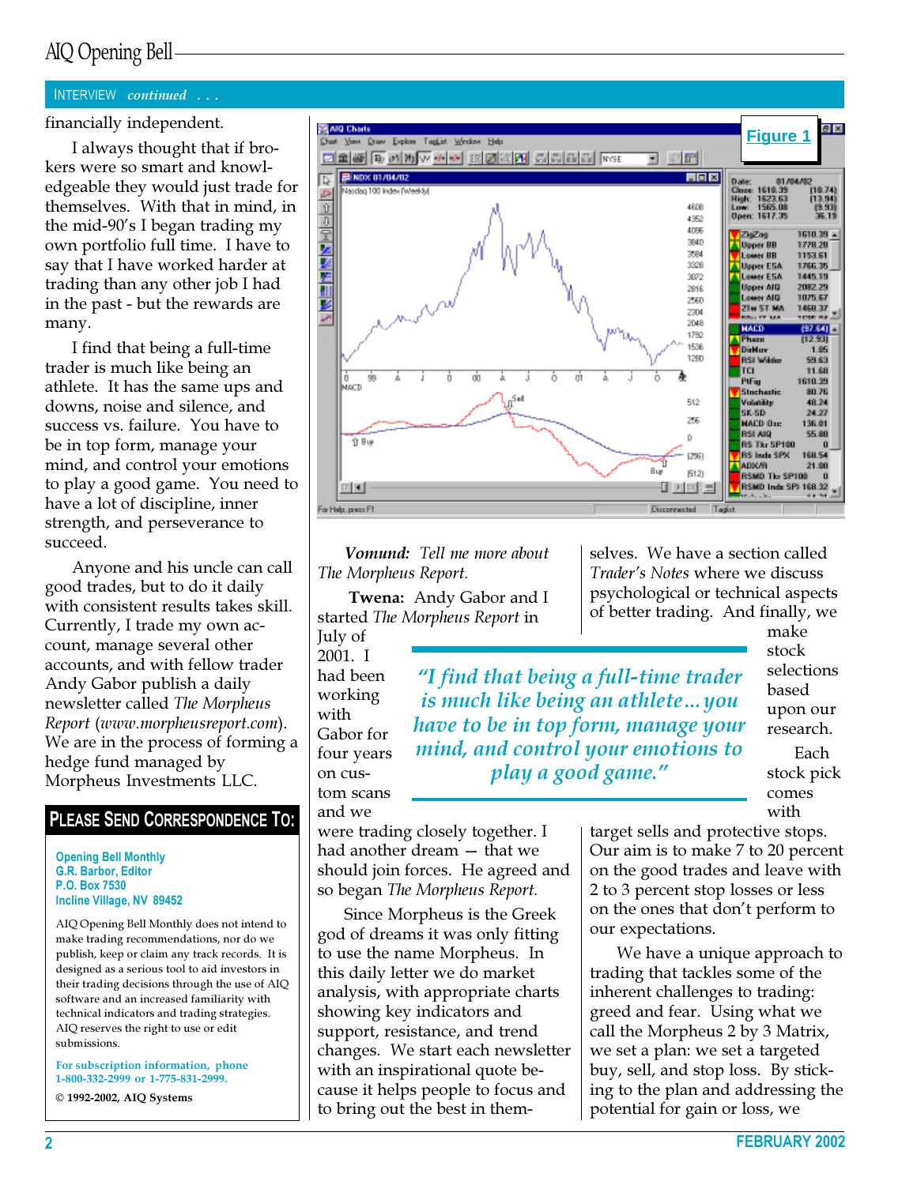INTERVIEW *continued* . . .

financially independent.

I always thought that if brokers were so smart and knowledgeable they would just trade for themselves. With that in mind, in the mid-90's I began trading my own portfolio full time. I have to say that I have worked harder at trading than any other job I had in the past - but the rewards are many.

I find that being a full-time trader is much like being an athlete. It has the same ups and downs, noise and silence, and success vs. failure. You have to be in top form, manage your mind, and control your emotions to play a good game. You need to have a lot of discipline, inner strength, and perseverance to succeed.

Anyone and his uncle can call good trades, but to do it daily with consistent results takes skill. Currently, I trade my own account, manage several other accounts, and with fellow trader Andy Gabor publish a daily newsletter called *The Morpheus Report* (*www.morpheusreport.com*). We are in the process of forming a hedge fund managed by Morpheus Investments LLC.

Figure 1

***Vomund:** Tell me more about The Morpheus Report.*

**Twena:** Andy Gabor and I started *The Morpheus Report* in July of 2001. I had been working with Gabor for four years on custom scans and we were trading closely together. I had another dream — that we should join forces. He agreed and so began *The Morpheus Report.*

> *"I find that being a full-time trader is much like being an athlete...you have to be in top form, manage your mind, and control your emotions to play a good game."*

Since Morpheus is the Greek god of dreams it was only fitting to use the name Morpheus. In this daily letter we do market analysis, with appropriate charts showing key indicators and support, resistance, and trend changes. We start each newsletter with an inspirational quote because it helps people to focus and to bring out the best in themselves. We have a section called *Trader's Notes* where we discuss psychological or technical aspects of better trading. And finally, we make stock selections based upon our research.

Each stock pick comes with target sells and protective stops. Our aim is to make 7 to 20 percent on the good trades and leave with 2 to 3 percent stop losses or less on the ones that don't perform to our expectations.

We have a unique approach to trading that tackles some of the inherent challenges to trading: greed and fear. Using what we call the Morpheus 2 by 3 Matrix, we set a plan: we set a targeted buy, sell, and stop loss. By sticking to the plan and addressing the potential for gain or loss, we

## PLEASE SEND CORRESPONDENCE TO:

**Opening Bell Monthly**
**G.R. Barbor, Editor**
**P.O. Box 7530**
**Incline Village, NV 89452**

AIQ Opening Bell Monthly does not intend to make trading recommendations, nor do we publish, keep or claim any track records. It is designed as a serious tool to aid investors in their trading decisions through the use of AIQ software and an increased familiarity with technical indicators and trading strategies. AIQ reserves the right to use or edit submissions.

For subscription information, phone 1-800-332-2999 or 1-775-831-2999.

© 1992-2002, AIQ Systems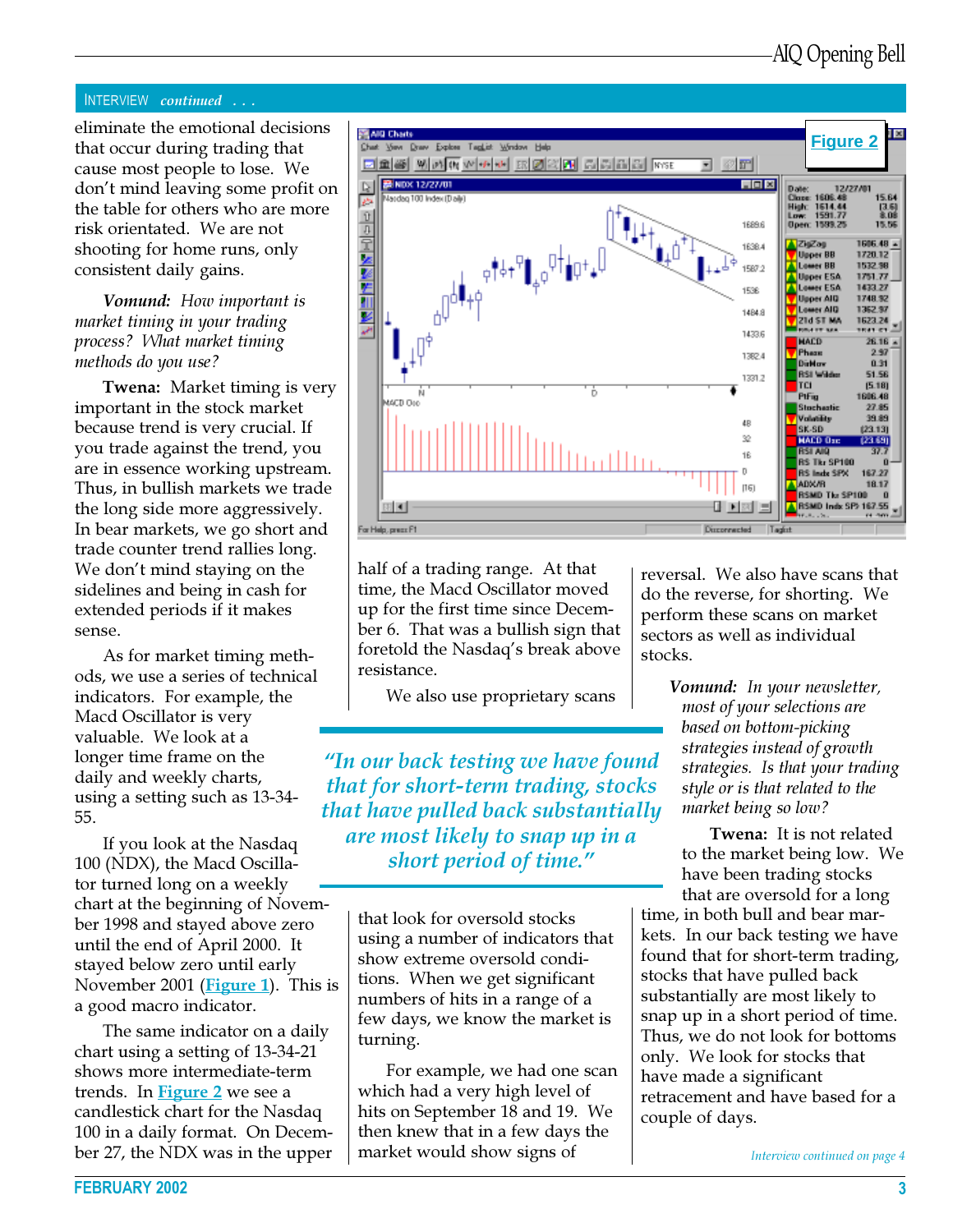INTERVIEW *continued . . .*

eliminate the emotional decisions that occur during trading that cause most people to lose. We don't mind leaving some profit on the table for others who are more risk orientated. We are not shooting for home runs, only consistent daily gains.

***Vomund:** How important is market timing in your trading process? What market timing methods do you use?*

**Twena:** Market timing is very important in the stock market because trend is very crucial. If you trade against the trend, you are in essence working upstream. Thus, in bullish markets we trade the long side more aggressively. In bear markets, we go short and trade counter trend rallies long. We don't mind staying on the sidelines and being in cash for extended periods if it makes sense.

As for market timing methods, we use a series of technical indicators. For example, the Macd Oscillator is very valuable. We look at a longer time frame on the daily and weekly charts, using a setting such as 13-34-55.

If you look at the Nasdaq 100 (NDX), the Macd Oscillator turned long on a weekly chart at the beginning of November 1998 and stayed above zero until the end of April 2000. It stayed below zero until early November 2001 (Figure 1). This is a good macro indicator.

The same indicator on a daily chart using a setting of 13-34-21 shows more intermediate-term trends. In Figure 2 we see a candlestick chart for the Nasdaq 100 in a daily format. On December 27, the NDX was in the upper half of a trading range. At that time, the Macd Oscillator moved up for the first time since December 6. That was a bullish sign that foretold the Nasdaq's break above resistance.

Figure 2

We also use proprietary scans that look for oversold stocks using a number of indicators that show extreme oversold conditions. When we get significant numbers of hits in a range of a few days, we know the market is turning.

> *"In our back testing we have found that for short-term trading, stocks that have pulled back substantially are most likely to snap up in a short period of time."*

For example, we had one scan which had a very high level of hits on September 18 and 19. We then knew that in a few days the market would show signs of reversal. We also have scans that do the reverse, for shorting. We perform these scans on market sectors as well as individual stocks.

***Vomund:** In your newsletter, most of your selections are based on bottom-picking strategies instead of growth strategies. Is that your trading style or is that related to the market being so low?*

**Twena:** It is not related to the market being low. We have been trading stocks that are oversold for a long time, in both bull and bear markets. In our back testing we have found that for short-term trading, stocks that have pulled back substantially are most likely to snap up in a short period of time. Thus, we do not look for bottoms only. We look for stocks that have made a significant retracement and have based for a couple of days.

*Interview continued on page 4*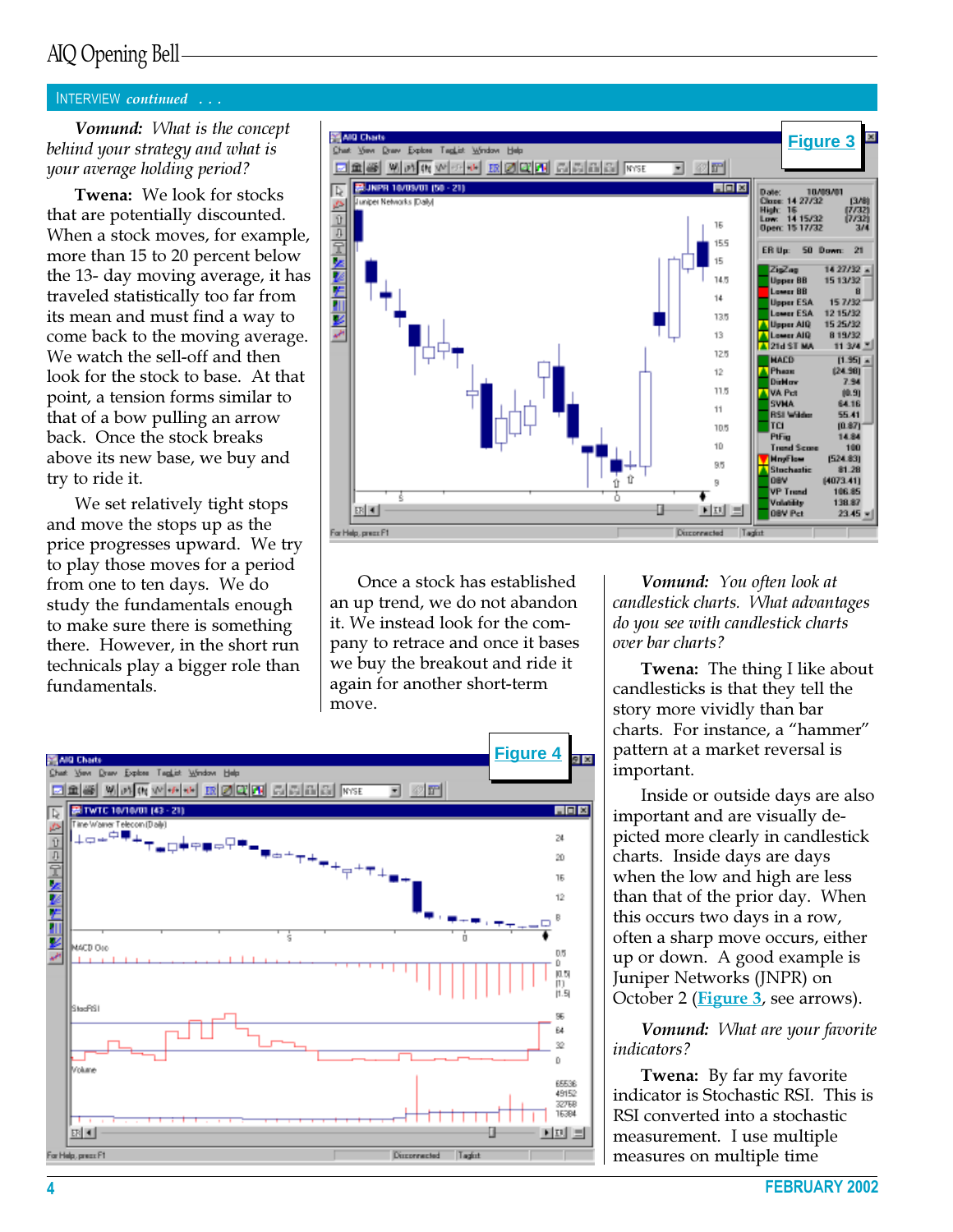INTERVIEW *continued . . .*

***Vomund:*** *What is the concept behind your strategy and what is your average holding period?*

**Twena:** We look for stocks that are potentially discounted. When a stock moves, for example, more than 15 to 20 percent below the 13- day moving average, it has traveled statistically too far from its mean and must find a way to come back to the moving average. We watch the sell-off and then look for the stock to base. At that point, a tension forms similar to that of a bow pulling an arrow back. Once the stock breaks above its new base, we buy and try to ride it.

We set relatively tight stops and move the stops up as the price progresses upward. We try to play those moves for a period from one to ten days. We do study the fundamentals enough to make sure there is something there. However, in the short run technicals play a bigger role than fundamentals.

Figure 3

Once a stock has established an up trend, we do not abandon it. We instead look for the company to retrace and once it bases we buy the breakout and ride it again for another short-term move.

Figure 4

***Vomund:*** *You often look at candlestick charts. What advantages do you see with candlestick charts over bar charts?*

**Twena:** The thing I like about candlesticks is that they tell the story more vividly than bar charts. For instance, a "hammer" pattern at a market reversal is important.

Inside or outside days are also important and are visually depicted more clearly in candlestick charts. Inside days are days when the low and high are less than that of the prior day. When this occurs two days in a row, often a sharp move occurs, either up or down. A good example is Juniper Networks (JNPR) on October 2 (Figure 3, see arrows).

***Vomund:*** *What are your favorite indicators?*

**Twena:** By far my favorite indicator is Stochastic RSI. This is RSI converted into a stochastic measurement. I use multiple measures on multiple time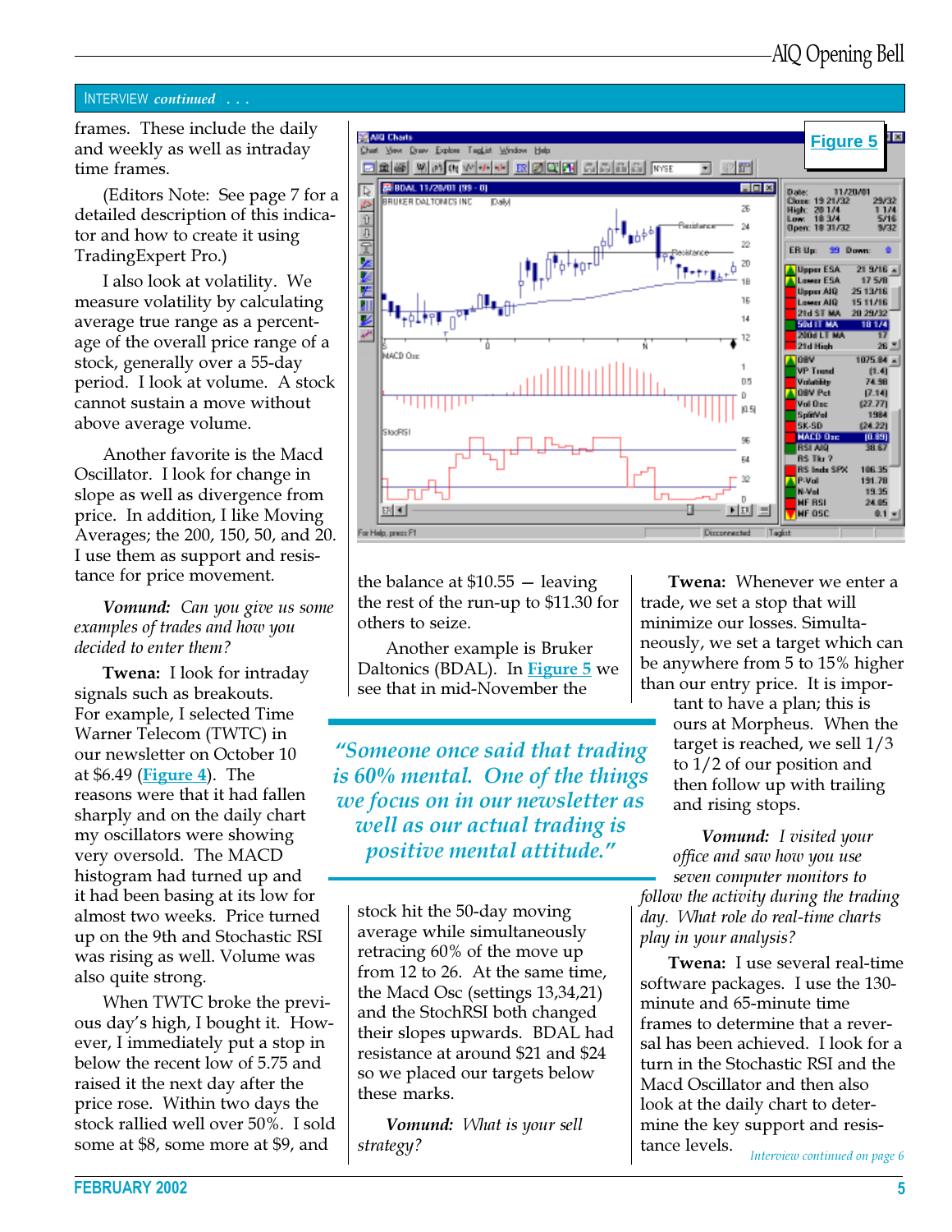INTERVIEW *continued . . .*

frames. These include the daily and weekly as well as intraday time frames.

(Editors Note: See page 7 for a detailed description of this indicator and how to create it using TradingExpert Pro.)

I also look at volatility. We measure volatility by calculating average true range as a percentage of the overall price range of a stock, generally over a 55-day period. I look at volume. A stock cannot sustain a move without above average volume.

Another favorite is the Macd Oscillator. I look for change in slope as well as divergence from price. In addition, I like Moving Averages; the 200, 150, 50, and 20. I use them as support and resistance for price movement.

***Vomund:** Can you give us some examples of trades and how you decided to enter them?*

**Twena:** I look for intraday signals such as breakouts. For example, I selected Time Warner Telecom (TWTC) in our newsletter on October 10 at $6.49 (Figure 4). The reasons were that it had fallen sharply and on the daily chart my oscillators were showing very oversold. The MACD histogram had turned up and it had been basing at its low for almost two weeks. Price turned up on the 9th and Stochastic RSI was rising as well. Volume was also quite strong.

When TWTC broke the previous day's high, I bought it. However, I immediately put a stop in below the recent low of 5.75 and raised it the next day after the price rose. Within two days the stock rallied well over 50%. I sold some at $8, some more at $9, and the balance at $10.55 — leaving the rest of the run-up to $11.30 for others to seize.

Another example is Bruker Daltonics (BDAL). In Figure 5 we see that in mid-November the stock hit the 50-day moving average while simultaneously retracing 60% of the move up from 12 to 26. At the same time, the Macd Osc (settings 13,34,21) and the StochRSI both changed their slopes upwards. BDAL had resistance at around $21 and $24 so we placed our targets below these marks.

***Vomund:** What is your sell strategy?*

**Twena:** Whenever we enter a trade, we set a stop that will minimize our losses. Simultaneously, we set a target which can be anywhere from 5 to 15% higher than our entry price. It is important to have a plan; this is ours at Morpheus. When the target is reached, we sell 1/3 to 1/2 of our position and then follow up with trailing and rising stops.

***Vomund:** I visited your office and saw how you use seven computer monitors to follow the activity during the trading day. What role do real-time charts play in your analysis?*

**Twena:** I use several real-time software packages. I use the 130-minute and 65-minute time frames to determine that a reversal has been achieved. I look for a turn in the Stochastic RSI and the Macd Oscillator and then also look at the daily chart to determine the key support and resistance levels.

*Interview continued on page 6*

> *"Someone once said that trading is 60% mental. One of the things we focus on in our newsletter as well as our actual trading is positive mental attitude."*

Figure 5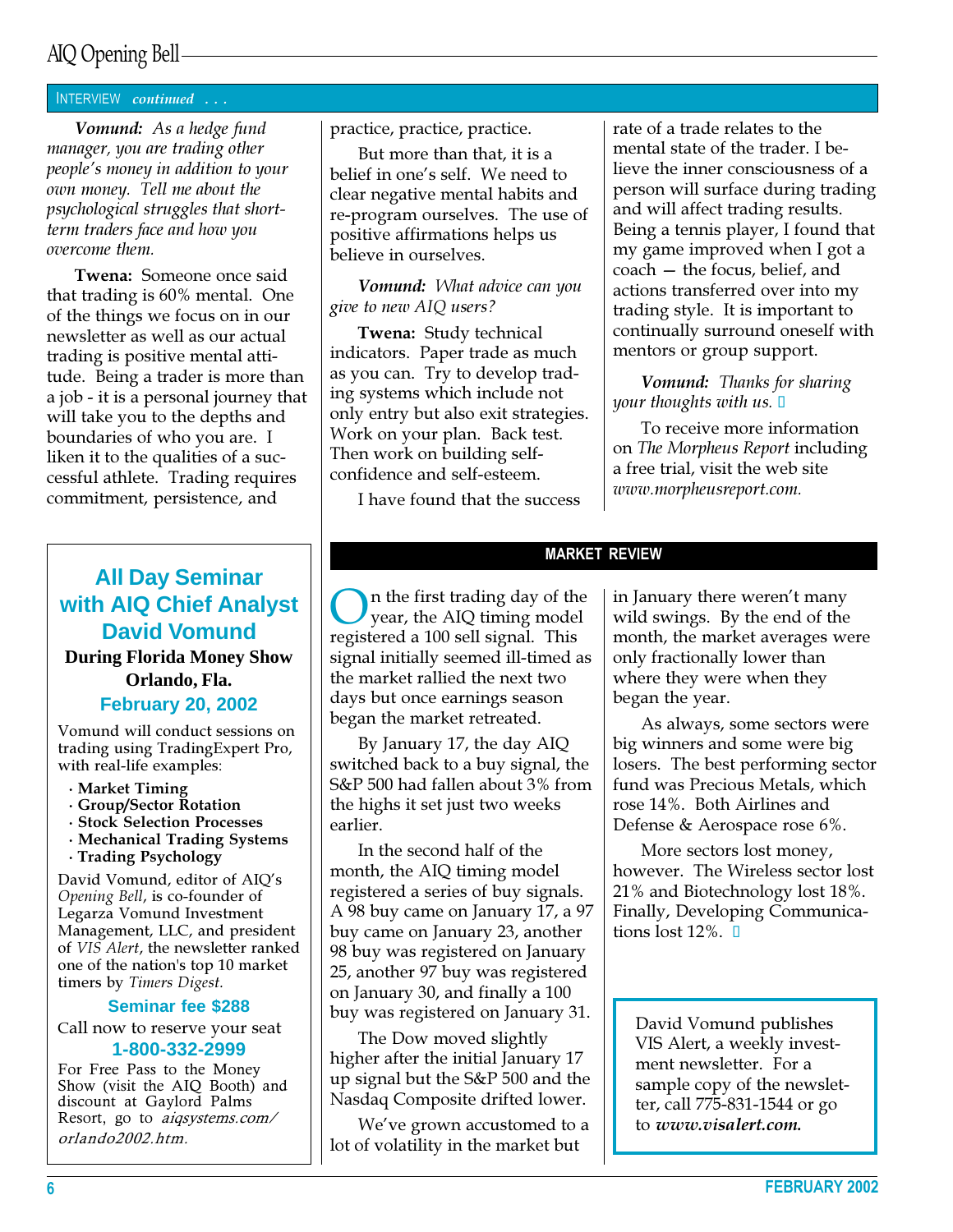INTERVIEW *continued . . .*

***Vomund:*** *As a hedge fund manager, you are trading other people's money in addition to your own money. Tell me about the psychological struggles that short-term traders face and how you overcome them.*

**Twena:** Someone once said that trading is 60% mental. One of the things we focus on in our newsletter as well as our actual trading is positive mental attitude. Being a trader is more than a job - it is a personal journey that will take you to the depths and boundaries of who you are. I liken it to the qualities of a successful athlete. Trading requires commitment, persistence, and practice, practice, practice.

But more than that, it is a belief in one's self. We need to clear negative mental habits and re-program ourselves. The use of positive affirmations helps us believe in ourselves.

***Vomund:*** *What advice can you give to new AIQ users?*

**Twena:** Study technical indicators. Paper trade as much as you can. Try to develop trading systems which include not only entry but also exit strategies. Work on your plan. Back test. Then work on building self-confidence and self-esteem.

I have found that the success rate of a trade relates to the mental state of the trader. I believe the inner consciousness of a person will surface during trading and will affect trading results. Being a tennis player, I found that my game improved when I got a coach — the focus, belief, and actions transferred over into my trading style. It is important to continually surround oneself with mentors or group support.

***Vomund:*** *Thanks for sharing your thoughts with us.*

To receive more information on *The Morpheus Report* including a free trial, visit the web site *www.morpheusreport.com.*

---

## All Day Seminar with AIQ Chief Analyst David Vomund

**During Florida Money Show**
**Orlando, Fla.**

**February 20, 2002**

Vomund will conduct sessions on trading using TradingExpert Pro, with real-life examples:

- **Market Timing**
- **Group/Sector Rotation**
- **Stock Selection Processes**
- **Mechanical Trading Systems**
- **Trading Psychology**

David Vomund, editor of AIQ's *Opening Bell*, is co-founder of Legarza Vomund Investment Management, LLC, and president of *VIS Alert*, the newsletter ranked one of the nation's top 10 market timers by *Timers Digest.*

**Seminar fee $288**

Call now to reserve your seat

**1-800-332-2999**

For Free Pass to the Money Show (visit the AIQ Booth) and discount at Gaylord Palms Resort, go to *aiqsystems.com/orlando2002.htm.*

---

## MARKET REVIEW

On the first trading day of the year, the AIQ timing model registered a 100 sell signal. This signal initially seemed ill-timed as the market rallied the next two days but once earnings season began the market retreated.

By January 17, the day AIQ switched back to a buy signal, the S&P 500 had fallen about 3% from the highs it set just two weeks earlier.

In the second half of the month, the AIQ timing model registered a series of buy signals. A 98 buy came on January 17, a 97 buy came on January 23, another 98 buy was registered on January 25, another 97 buy was registered on January 30, and finally a 100 buy was registered on January 31.

The Dow moved slightly higher after the initial January 17 up signal but the S&P 500 and the Nasdaq Composite drifted lower.

We've grown accustomed to a lot of volatility in the market but in January there weren't many wild swings. By the end of the month, the market averages were only fractionally lower than where they were when they began the year.

As always, some sectors were big winners and some were big losers. The best performing sector fund was Precious Metals, which rose 14%. Both Airlines and Defense & Aerospace rose 6%.

More sectors lost money, however. The Wireless sector lost 21% and Biotechnology lost 18%. Finally, Developing Communications lost 12%.

---

David Vomund publishes VIS Alert, a weekly investment newsletter. For a sample copy of the newsletter, call 775-831-1544 or go to ***www.visalert.com.***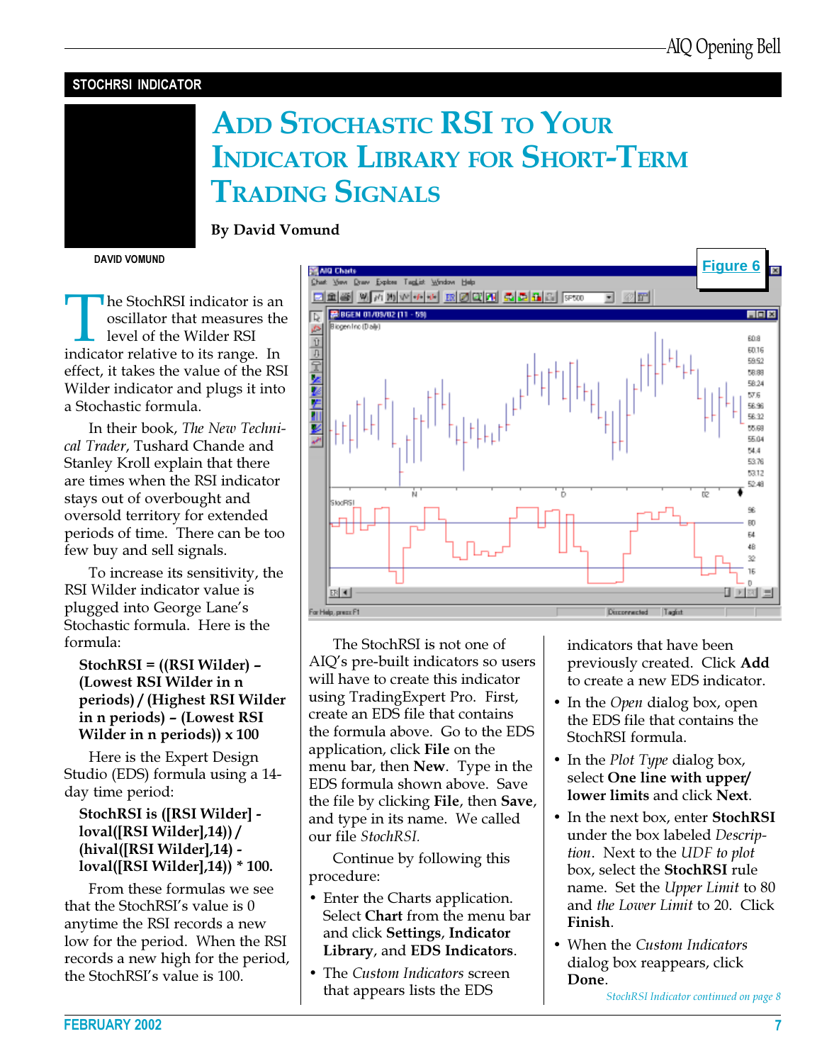STOCHRSI INDICATOR

# Add Stochastic RSI to Your Indicator Library for Short-Term Trading Signals

**By David Vomund**

DAVID VOMUND

The StochRSI indicator is an oscillator that measures the level of the Wilder RSI indicator relative to its range. In effect, it takes the value of the RSI Wilder indicator and plugs it into a Stochastic formula.

In their book, *The New Technical Trader*, Tushard Chande and Stanley Kroll explain that there are times when the RSI indicator stays out of overbought and oversold territory for extended periods of time. There can be too few buy and sell signals.

To increase its sensitivity, the RSI Wilder indicator value is plugged into George Lane's Stochastic formula. Here is the formula:

**StochRSI = ((RSI Wilder) – (Lowest RSI Wilder in n periods) / (Highest RSI Wilder in n periods) – (Lowest RSI Wilder in n periods)) x 100**

Here is the Expert Design Studio (EDS) formula using a 14-day time period:

**StochRSI is ([RSI Wilder] - loval([RSI Wilder],14)) / (hival([RSI Wilder],14) - loval([RSI Wilder],14)) * 100.**

From these formulas we see that the StochRSI's value is 0 anytime the RSI records a new low for the period. When the RSI records a new high for the period, the StochRSI's value is 100.

Figure 6

The StochRSI is not one of AIQ's pre-built indicators so users will have to create this indicator using TradingExpert Pro. First, create an EDS file that contains the formula above. Go to the EDS application, click **File** on the menu bar, then **New**. Type in the EDS formula shown above. Save the file by clicking **File**, then **Save**, and type in its name. We called our file *StochRSI.*

Continue by following this procedure:

- Enter the Charts application. Select **Chart** from the menu bar and click **Settings**, **Indicator Library**, and **EDS Indicators**.
- The *Custom Indicators* screen that appears lists the EDS indicators that have been previously created. Click **Add** to create a new EDS indicator.
- In the *Open* dialog box, open the EDS file that contains the StochRSI formula.
- In the *Plot Type* dialog box, select **One line with upper/ lower limits** and click **Next**.
- In the next box, enter **StochRSI** under the box labeled *Description*. Next to the *UDF to plot* box, select the **StochRSI** rule name. Set the *Upper Limit* to 80 and *the Lower Limit* to 20. Click **Finish**.
- When the *Custom Indicators* dialog box reappears, click **Done**.

*StochRSI Indicator continued on page 8*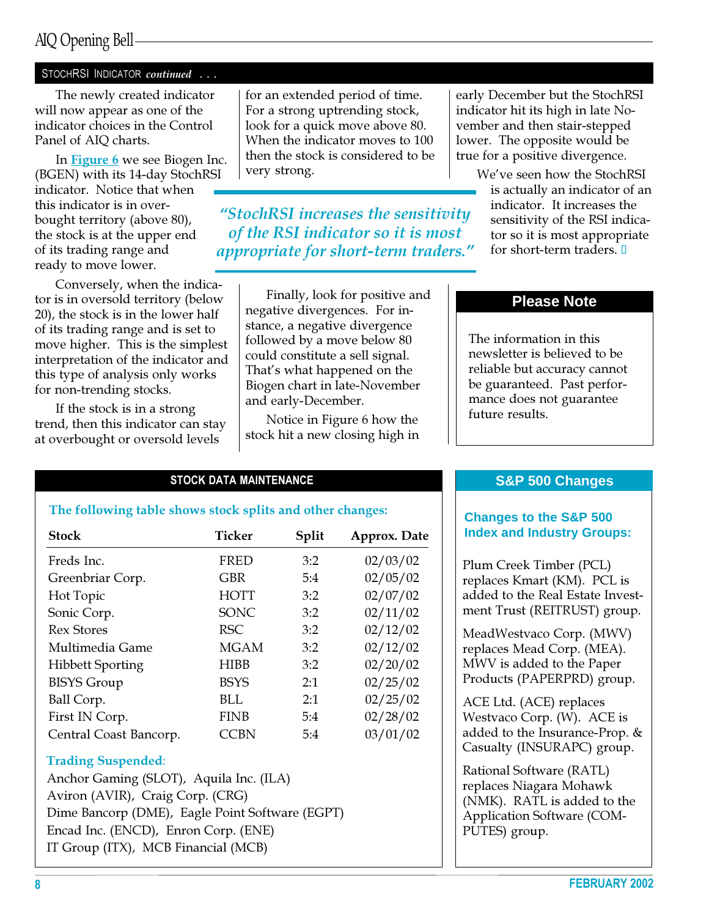## StochRSI Indicator *continued* . . .

The newly created indicator will now appear as one of the indicator choices in the Control Panel of AIQ charts.

In **Figure 6** we see Biogen Inc. (BGEN) with its 14-day StochRSI indicator. Notice that when this indicator is in overbought territory (above 80), the stock is at the upper end of its trading range and ready to move lower.

Conversely, when the indicator is in oversold territory (below 20), the stock is in the lower half of its trading range and is set to move higher. This is the simplest interpretation of the indicator and this type of analysis only works for non-trending stocks.

If the stock is in a strong trend, then this indicator can stay at overbought or oversold levels for an extended period of time. For a strong uptrending stock, look for a quick move above 80. When the indicator moves to 100 then the stock is considered to be very strong.

> *"StochRSI increases the sensitivity of the RSI indicator so it is most appropriate for short-term traders."*

Finally, look for positive and negative divergences. For instance, a negative divergence followed by a move below 80 could constitute a sell signal. That's what happened on the Biogen chart in late-November and early-December.

Notice in Figure 6 how the stock hit a new closing high in early December but the StochRSI indicator hit its high in late November and then stair-stepped lower. The opposite would be true for a positive divergence.

We've seen how the StochRSI is actually an indicator of an indicator. It increases the sensitivity of the RSI indicator so it is most appropriate for short-term traders. ▫

### Please Note

The information in this newsletter is believed to be reliable but accuracy cannot be guaranteed. Past performance does not guarantee future results.

## STOCK DATA MAINTENANCE

**The following table shows stock splits and other changes:**

| Stock | Ticker | Split | Approx. Date |
|---|---|---|---|
| Freds Inc. | FRED | 3:2 | 02/03/02 |
| Greenbriar Corp. | GBR | 5:4 | 02/05/02 |
| Hot Topic | HOTT | 3:2 | 02/07/02 |
| Sonic Corp. | SONC | 3:2 | 02/11/02 |
| Rex Stores | RSC | 3:2 | 02/12/02 |
| Multimedia Game | MGAM | 3:2 | 02/12/02 |
| Hibbett Sporting | HIBB | 3:2 | 02/20/02 |
| BISYS Group | BSYS | 2:1 | 02/25/02 |
| Ball Corp. | BLL | 2:1 | 02/25/02 |
| First IN Corp. | FINB | 5:4 | 02/28/02 |
| Central Coast Bancorp. | CCBN | 5:4 | 03/01/02 |

**Trading Suspended:**

Anchor Gaming (SLOT), Aquila Inc. (ILA)
Aviron (AVIR), Craig Corp. (CRG)
Dime Bancorp (DME), Eagle Point Software (EGPT)
Encad Inc. (ENCD), Enron Corp. (ENE)
IT Group (ITX), MCB Financial (MCB)

## S&P 500 Changes

**Changes to the S&P 500 Index and Industry Groups:**

Plum Creek Timber (PCL) replaces Kmart (KM). PCL is added to the Real Estate Investment Trust (REITRUST) group.

MeadWestvaco Corp. (MWV) replaces Mead Corp. (MEA). MWV is added to the Paper Products (PAPERPRD) group.

ACE Ltd. (ACE) replaces Westvaco Corp. (W). ACE is added to the Insurance-Prop. & Casualty (INSURAPC) group.

Rational Software (RATL) replaces Niagara Mohawk (NMK). RATL is added to the Application Software (COMPUTES) group.